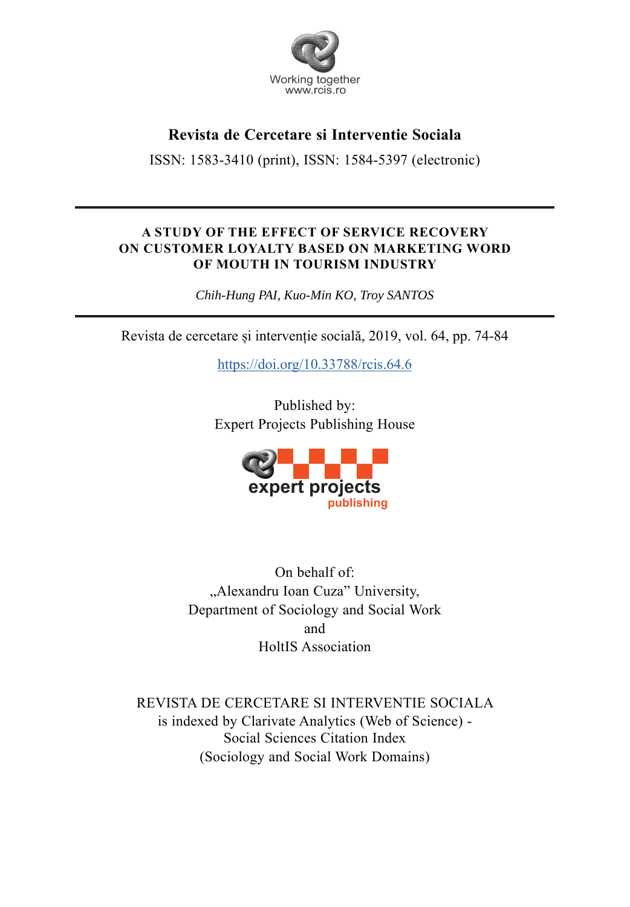Working together
www.rcis.ro

**Revista de Cercetare si Interventie Sociala**

ISSN: 1583-3410 (print), ISSN: 1584-5397 (electronic)

---

# A STUDY OF THE EFFECT OF SERVICE RECOVERY ON CUSTOMER LOYALTY BASED ON MARKETING WORD OF MOUTH IN TOURISM INDUSTRY

*Chih-Hung PAI, Kuo-Min KO, Troy SANTOS*

---

Revista de cercetare și intervenție socială, 2019, vol. 64, pp. 74-84

[https://doi.org/10.33788/rcis.64.6](https://doi.org/10.33788/rcis.64.6)

Published by:
Expert Projects Publishing House

expert projects
publishing

On behalf of:
„Alexandru Ioan Cuza" University,
Department of Sociology and Social Work
and
HoltIS Association

REVISTA DE CERCETARE SI INTERVENTIE SOCIALA
is indexed by Clarivate Analytics (Web of Science) -
Social Sciences Citation Index
(Sociology and Social Work Domains)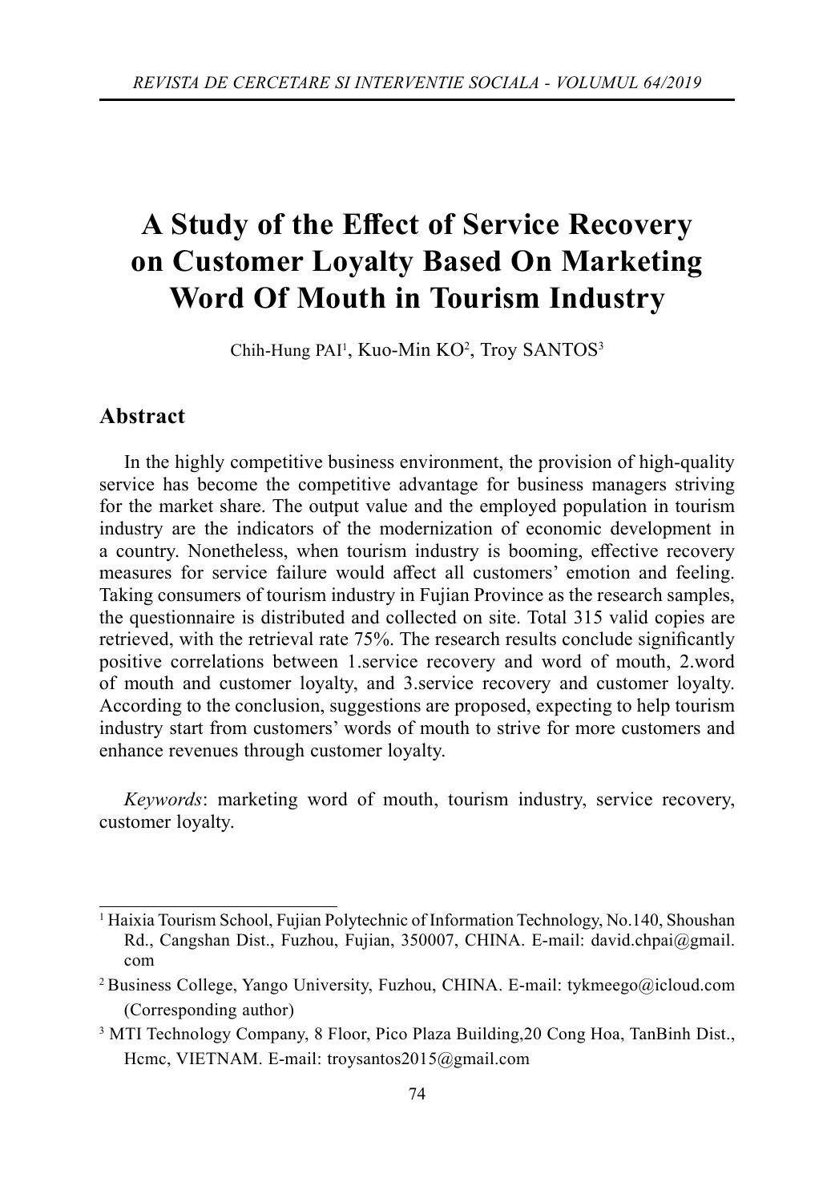# A Study of the Effect of Service Recovery on Customer Loyalty Based On Marketing Word Of Mouth in Tourism Industry

Chih-Hung PAI[1], Kuo-Min KO[2], Troy SANTOS[3]

## Abstract

In the highly competitive business environment, the provision of high-quality service has become the competitive advantage for business managers striving for the market share. The output value and the employed population in tourism industry are the indicators of the modernization of economic development in a country. Nonetheless, when tourism industry is booming, effective recovery measures for service failure would affect all customers' emotion and feeling. Taking consumers of tourism industry in Fujian Province as the research samples, the questionnaire is distributed and collected on site. Total 315 valid copies are retrieved, with the retrieval rate 75%. The research results conclude significantly positive correlations between 1.service recovery and word of mouth, 2.word of mouth and customer loyalty, and 3.service recovery and customer loyalty. According to the conclusion, suggestions are proposed, expecting to help tourism industry start from customers' words of mouth to strive for more customers and enhance revenues through customer loyalty.

*Keywords*: marketing word of mouth, tourism industry, service recovery, customer loyalty.

---

[1] Haixia Tourism School, Fujian Polytechnic of Information Technology, No.140, Shoushan Rd., Cangshan Dist., Fuzhou, Fujian, 350007, CHINA. E-mail: david.chpai@gmail.com

[2] Business College, Yango University, Fuzhou, CHINA. E-mail: tykmeego@icloud.com (Corresponding author)

[3] MTI Technology Company, 8 Floor, Pico Plaza Building,20 Cong Hoa, TanBinh Dist., Hcmc, VIETNAM. E-mail: troysantos2015@gmail.com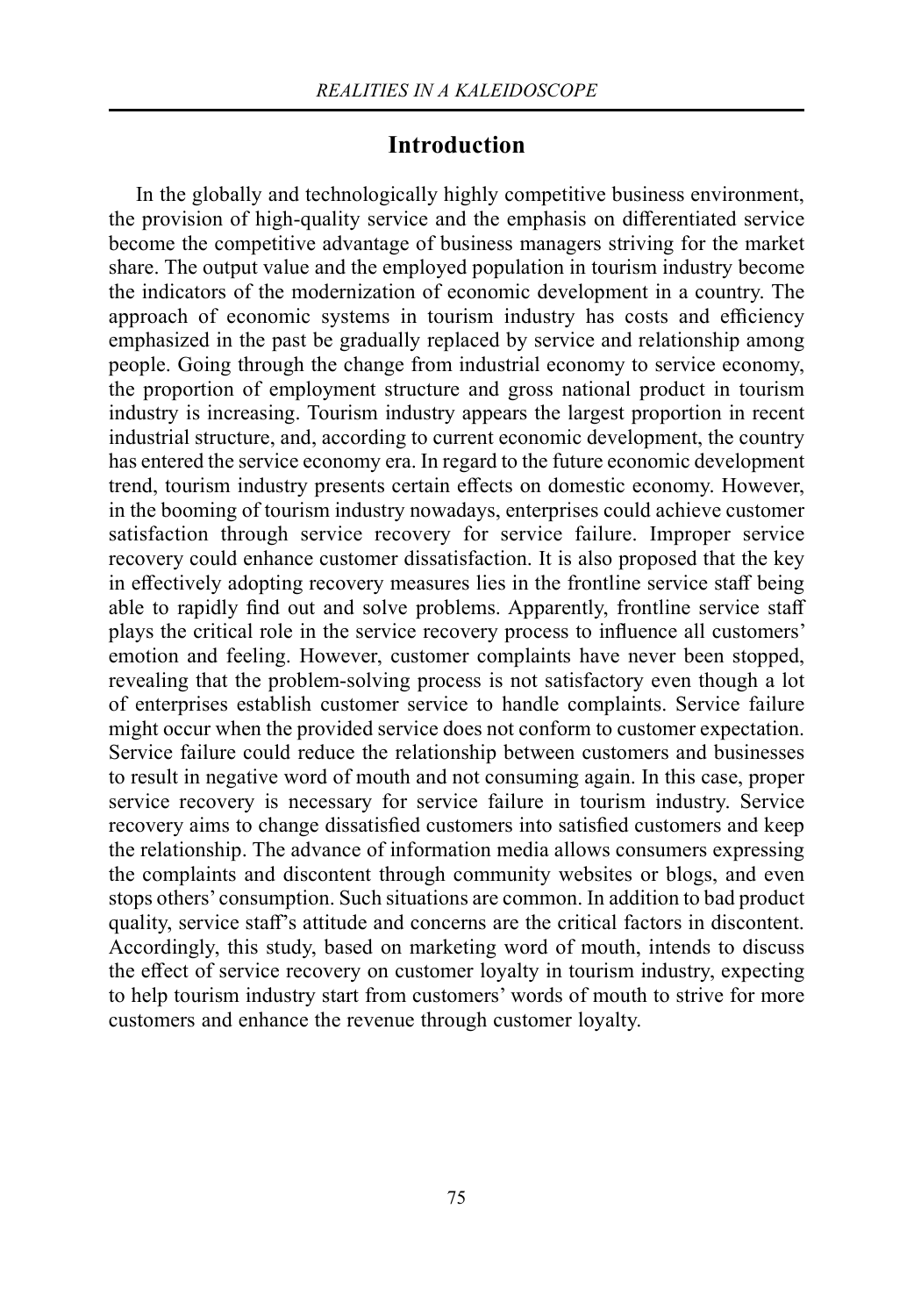## Introduction

In the globally and technologically highly competitive business environment, the provision of high-quality service and the emphasis on differentiated service become the competitive advantage of business managers striving for the market share. The output value and the employed population in tourism industry become the indicators of the modernization of economic development in a country. The approach of economic systems in tourism industry has costs and efficiency emphasized in the past be gradually replaced by service and relationship among people. Going through the change from industrial economy to service economy, the proportion of employment structure and gross national product in tourism industry is increasing. Tourism industry appears the largest proportion in recent industrial structure, and, according to current economic development, the country has entered the service economy era. In regard to the future economic development trend, tourism industry presents certain effects on domestic economy. However, in the booming of tourism industry nowadays, enterprises could achieve customer satisfaction through service recovery for service failure. Improper service recovery could enhance customer dissatisfaction. It is also proposed that the key in effectively adopting recovery measures lies in the frontline service staff being able to rapidly find out and solve problems. Apparently, frontline service staff plays the critical role in the service recovery process to influence all customers' emotion and feeling. However, customer complaints have never been stopped, revealing that the problem-solving process is not satisfactory even though a lot of enterprises establish customer service to handle complaints. Service failure might occur when the provided service does not conform to customer expectation. Service failure could reduce the relationship between customers and businesses to result in negative word of mouth and not consuming again. In this case, proper service recovery is necessary for service failure in tourism industry. Service recovery aims to change dissatisfied customers into satisfied customers and keep the relationship. The advance of information media allows consumers expressing the complaints and discontent through community websites or blogs, and even stops others' consumption. Such situations are common. In addition to bad product quality, service staff's attitude and concerns are the critical factors in discontent. Accordingly, this study, based on marketing word of mouth, intends to discuss the effect of service recovery on customer loyalty in tourism industry, expecting to help tourism industry start from customers' words of mouth to strive for more customers and enhance the revenue through customer loyalty.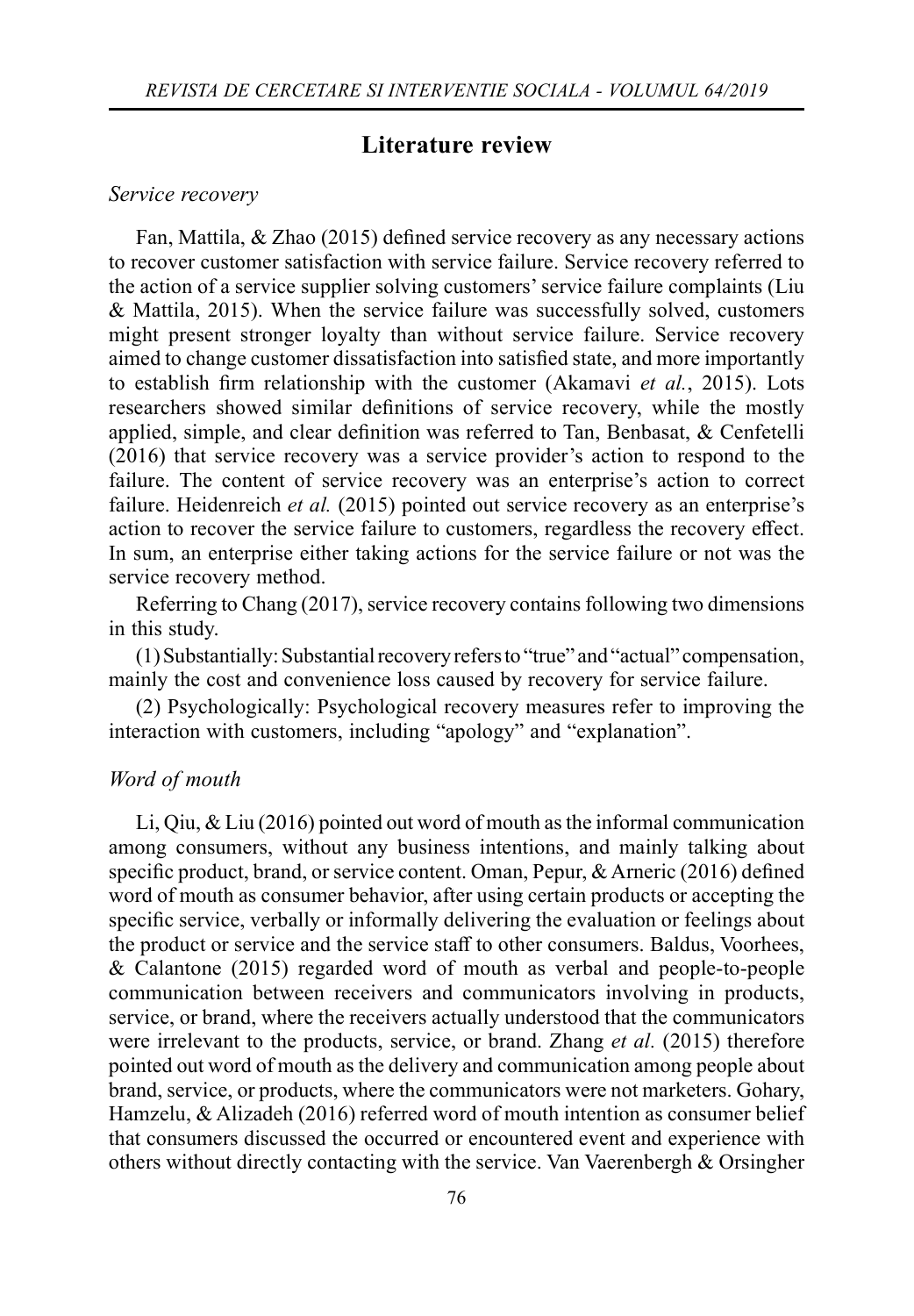## Literature review

*Service recovery*

Fan, Mattila, & Zhao (2015) defined service recovery as any necessary actions to recover customer satisfaction with service failure. Service recovery referred to the action of a service supplier solving customers' service failure complaints (Liu & Mattila, 2015). When the service failure was successfully solved, customers might present stronger loyalty than without service failure. Service recovery aimed to change customer dissatisfaction into satisfied state, and more importantly to establish firm relationship with the customer (Akamavi *et al.*, 2015). Lots researchers showed similar definitions of service recovery, while the mostly applied, simple, and clear definition was referred to Tan, Benbasat, & Cenfetelli (2016) that service recovery was a service provider's action to respond to the failure. The content of service recovery was an enterprise's action to correct failure. Heidenreich *et al.* (2015) pointed out service recovery as an enterprise's action to recover the service failure to customers, regardless the recovery effect. In sum, an enterprise either taking actions for the service failure or not was the service recovery method.

Referring to Chang (2017), service recovery contains following two dimensions in this study.

(1) Substantially: Substantial recovery refers to "true" and "actual" compensation, mainly the cost and convenience loss caused by recovery for service failure.

(2) Psychologically: Psychological recovery measures refer to improving the interaction with customers, including "apology" and "explanation".

*Word of mouth*

Li, Qiu, & Liu (2016) pointed out word of mouth as the informal communication among consumers, without any business intentions, and mainly talking about specific product, brand, or service content. Oman, Pepur, & Arneric (2016) defined word of mouth as consumer behavior, after using certain products or accepting the specific service, verbally or informally delivering the evaluation or feelings about the product or service and the service staff to other consumers. Baldus, Voorhees, & Calantone (2015) regarded word of mouth as verbal and people-to-people communication between receivers and communicators involving in products, service, or brand, where the receivers actually understood that the communicators were irrelevant to the products, service, or brand. Zhang *et al.* (2015) therefore pointed out word of mouth as the delivery and communication among people about brand, service, or products, where the communicators were not marketers. Gohary, Hamzelu, & Alizadeh (2016) referred word of mouth intention as consumer belief that consumers discussed the occurred or encountered event and experience with others without directly contacting with the service. Van Vaerenbergh & Orsingher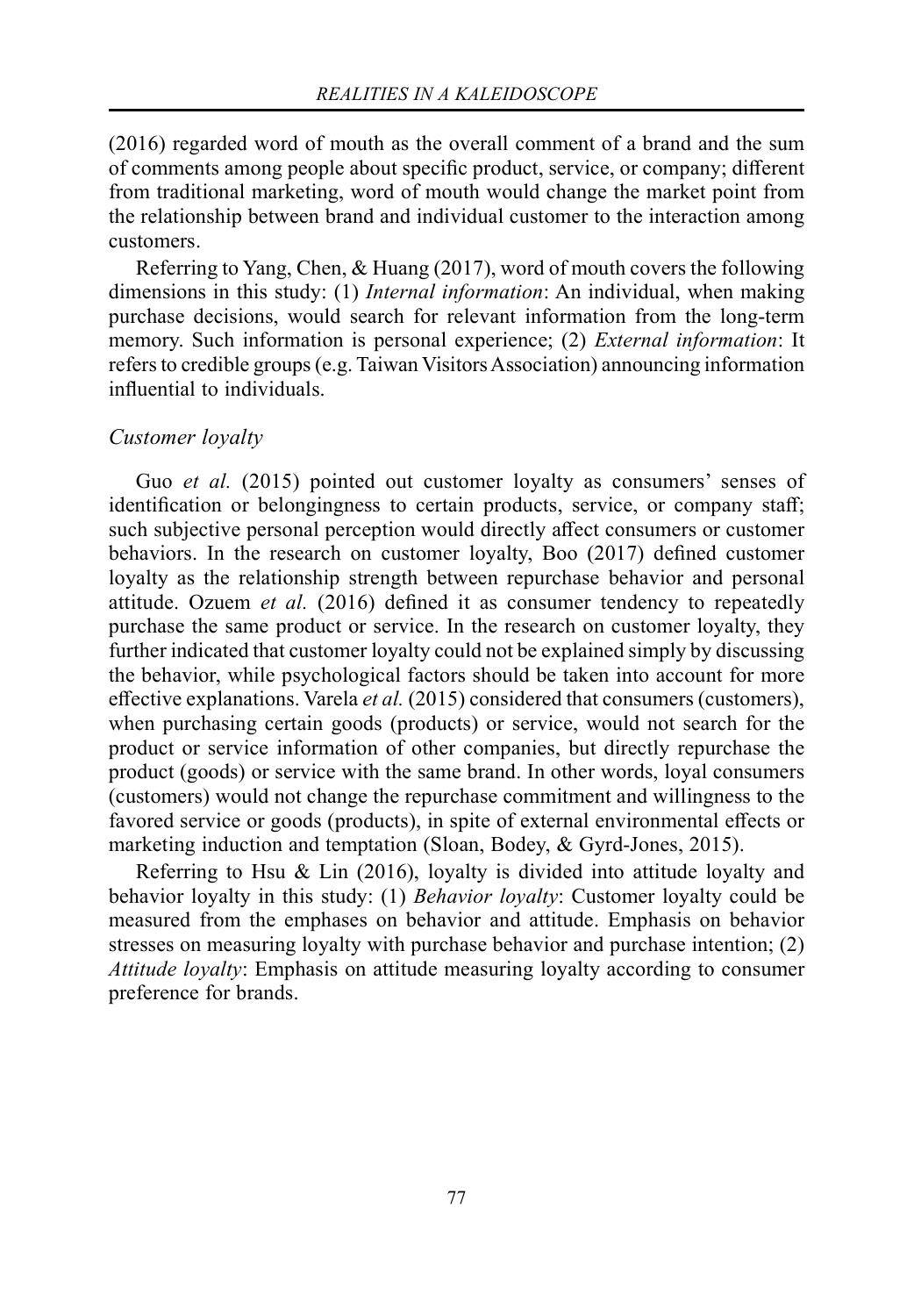(2016) regarded word of mouth as the overall comment of a brand and the sum of comments among people about specific product, service, or company; different from traditional marketing, word of mouth would change the market point from the relationship between brand and individual customer to the interaction among customers.

Referring to Yang, Chen, & Huang (2017), word of mouth covers the following dimensions in this study: (1) *Internal information*: An individual, when making purchase decisions, would search for relevant information from the long-term memory. Such information is personal experience; (2) *External information*: It refers to credible groups (e.g. Taiwan Visitors Association) announcing information influential to individuals.

### *Customer loyalty*

Guo *et al.* (2015) pointed out customer loyalty as consumers' senses of identification or belongingness to certain products, service, or company staff; such subjective personal perception would directly affect consumers or customer behaviors. In the research on customer loyalty, Boo (2017) defined customer loyalty as the relationship strength between repurchase behavior and personal attitude. Ozuem *et al.* (2016) defined it as consumer tendency to repeatedly purchase the same product or service. In the research on customer loyalty, they further indicated that customer loyalty could not be explained simply by discussing the behavior, while psychological factors should be taken into account for more effective explanations. Varela *et al.* (2015) considered that consumers (customers), when purchasing certain goods (products) or service, would not search for the product or service information of other companies, but directly repurchase the product (goods) or service with the same brand. In other words, loyal consumers (customers) would not change the repurchase commitment and willingness to the favored service or goods (products), in spite of external environmental effects or marketing induction and temptation (Sloan, Bodey, & Gyrd-Jones, 2015).

Referring to Hsu & Lin (2016), loyalty is divided into attitude loyalty and behavior loyalty in this study: (1) *Behavior loyalty*: Customer loyalty could be measured from the emphases on behavior and attitude. Emphasis on behavior stresses on measuring loyalty with purchase behavior and purchase intention; (2) *Attitude loyalty*: Emphasis on attitude measuring loyalty according to consumer preference for brands.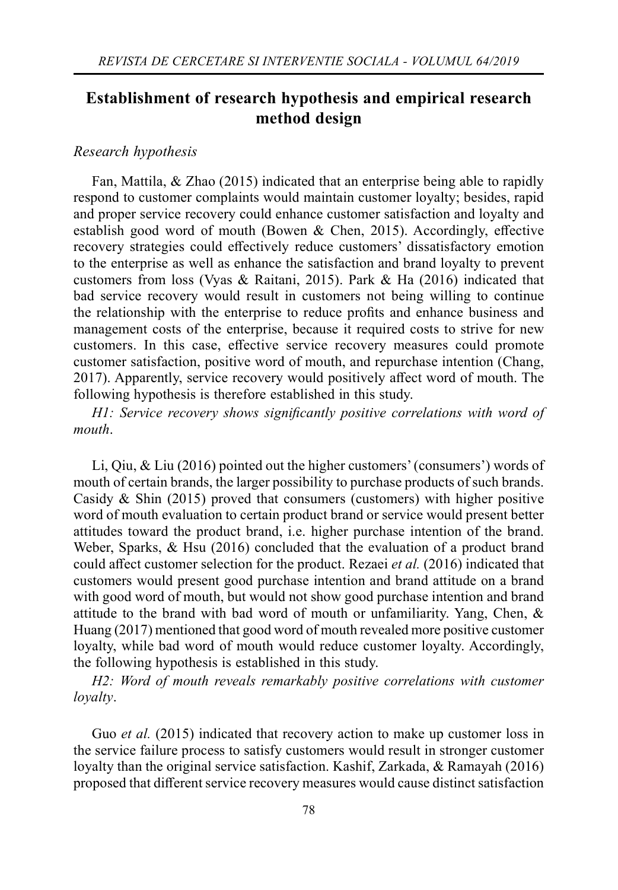## Establishment of research hypothesis and empirical research method design

### *Research hypothesis*

Fan, Mattila, & Zhao (2015) indicated that an enterprise being able to rapidly respond to customer complaints would maintain customer loyalty; besides, rapid and proper service recovery could enhance customer satisfaction and loyalty and establish good word of mouth (Bowen & Chen, 2015). Accordingly, effective recovery strategies could effectively reduce customers' dissatisfactory emotion to the enterprise as well as enhance the satisfaction and brand loyalty to prevent customers from loss (Vyas & Raitani, 2015). Park & Ha (2016) indicated that bad service recovery would result in customers not being willing to continue the relationship with the enterprise to reduce profits and enhance business and management costs of the enterprise, because it required costs to strive for new customers. In this case, effective service recovery measures could promote customer satisfaction, positive word of mouth, and repurchase intention (Chang, 2017). Apparently, service recovery would positively affect word of mouth. The following hypothesis is therefore established in this study.

*H1: Service recovery shows significantly positive correlations with word of mouth*.

Li, Qiu, & Liu (2016) pointed out the higher customers' (consumers') words of mouth of certain brands, the larger possibility to purchase products of such brands. Casidy & Shin (2015) proved that consumers (customers) with higher positive word of mouth evaluation to certain product brand or service would present better attitudes toward the product brand, i.e. higher purchase intention of the brand. Weber, Sparks, & Hsu (2016) concluded that the evaluation of a product brand could affect customer selection for the product. Rezaei *et al.* (2016) indicated that customers would present good purchase intention and brand attitude on a brand with good word of mouth, but would not show good purchase intention and brand attitude to the brand with bad word of mouth or unfamiliarity. Yang, Chen, & Huang (2017) mentioned that good word of mouth revealed more positive customer loyalty, while bad word of mouth would reduce customer loyalty. Accordingly, the following hypothesis is established in this study.

*H2: Word of mouth reveals remarkably positive correlations with customer loyalty*.

Guo *et al.* (2015) indicated that recovery action to make up customer loss in the service failure process to satisfy customers would result in stronger customer loyalty than the original service satisfaction. Kashif, Zarkada, & Ramayah (2016) proposed that different service recovery measures would cause distinct satisfaction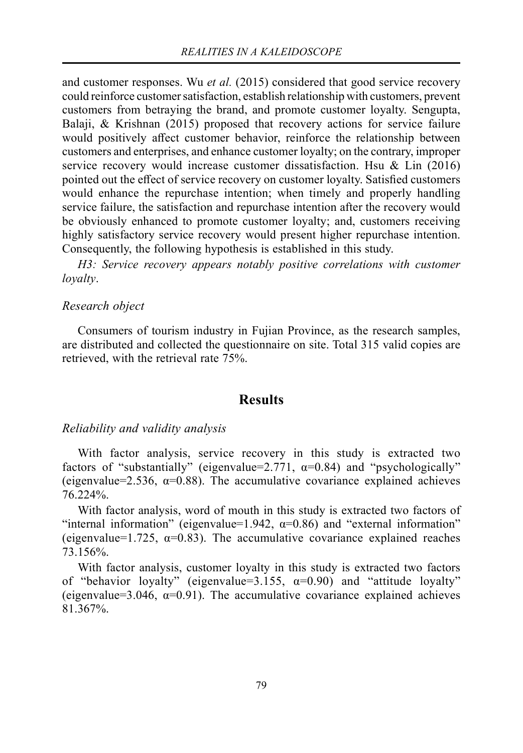and customer responses. Wu *et al.* (2015) considered that good service recovery could reinforce customer satisfaction, establish relationship with customers, prevent customers from betraying the brand, and promote customer loyalty. Sengupta, Balaji, & Krishnan (2015) proposed that recovery actions for service failure would positively affect customer behavior, reinforce the relationship between customers and enterprises, and enhance customer loyalty; on the contrary, improper service recovery would increase customer dissatisfaction. Hsu & Lin (2016) pointed out the effect of service recovery on customer loyalty. Satisfied customers would enhance the repurchase intention; when timely and properly handling service failure, the satisfaction and repurchase intention after the recovery would be obviously enhanced to promote customer loyalty; and, customers receiving highly satisfactory service recovery would present higher repurchase intention. Consequently, the following hypothesis is established in this study.

*H3: Service recovery appears notably positive correlations with customer loyalty*.

*Research object*

Consumers of tourism industry in Fujian Province, as the research samples, are distributed and collected the questionnaire on site. Total 315 valid copies are retrieved, with the retrieval rate 75%.

## Results

*Reliability and validity analysis*

With factor analysis, service recovery in this study is extracted two factors of "substantially" (eigenvalue=2.771, $\alpha$=0.84) and "psychologically" (eigenvalue=2.536, $\alpha$=0.88). The accumulative covariance explained achieves 76.224%.

With factor analysis, word of mouth in this study is extracted two factors of "internal information" (eigenvalue=1.942, $\alpha$=0.86) and "external information" (eigenvalue=1.725, $\alpha$=0.83). The accumulative covariance explained reaches 73.156%.

With factor analysis, customer loyalty in this study is extracted two factors of "behavior loyalty" (eigenvalue=3.155, $\alpha$=0.90) and "attitude loyalty" (eigenvalue=3.046, $\alpha$=0.91). The accumulative covariance explained achieves 81.367%.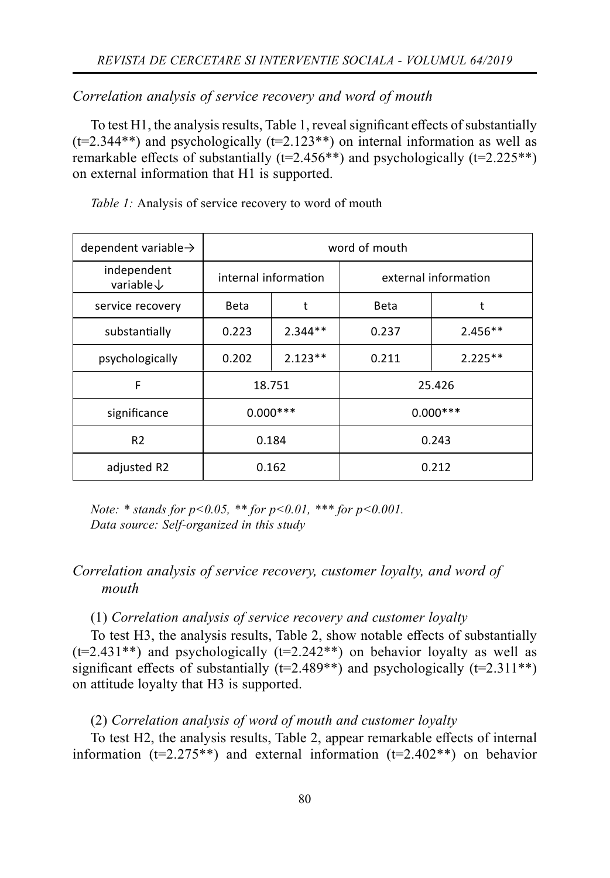*Correlation analysis of service recovery and word of mouth*

To test H1, the analysis results, Table 1, reveal significant effects of substantially (t=2.344**) and psychologically (t=2.123**) on internal information as well as remarkable effects of substantially (t=2.456**) and psychologically (t=2.225**) on external information that H1 is supported.

*Table 1:* Analysis of service recovery to word of mouth

| dependent variable→ | word of mouth | | | |
|---|---|---|---|---|
| independent variable↓ | internal information | | external information | |
| service recovery | Beta | t | Beta | t |
| substantially | 0.223 | 2.344** | 0.237 | 2.456** |
| psychologically | 0.202 | 2.123** | 0.211 | 2.225** |
| F | 18.751 | | 25.426 | |
| significance | 0.000*** | | 0.000*** | |
| R2 | 0.184 | | 0.243 | |
| adjusted R2 | 0.162 | | 0.212 | |

*Note: * stands for p<0.05, ** for p<0.01, *** for p<0.001.*
*Data source: Self-organized in this study*

*Correlation analysis of service recovery, customer loyalty, and word of mouth*

(1) *Correlation analysis of service recovery and customer loyalty*

To test H3, the analysis results, Table 2, show notable effects of substantially (t=2.431**) and psychologically (t=2.242**) on behavior loyalty as well as significant effects of substantially (t=2.489**) and psychologically (t=2.311**) on attitude loyalty that H3 is supported.

(2) *Correlation analysis of word of mouth and customer loyalty*

To test H2, the analysis results, Table 2, appear remarkable effects of internal information (t=2.275**) and external information (t=2.402**) on behavior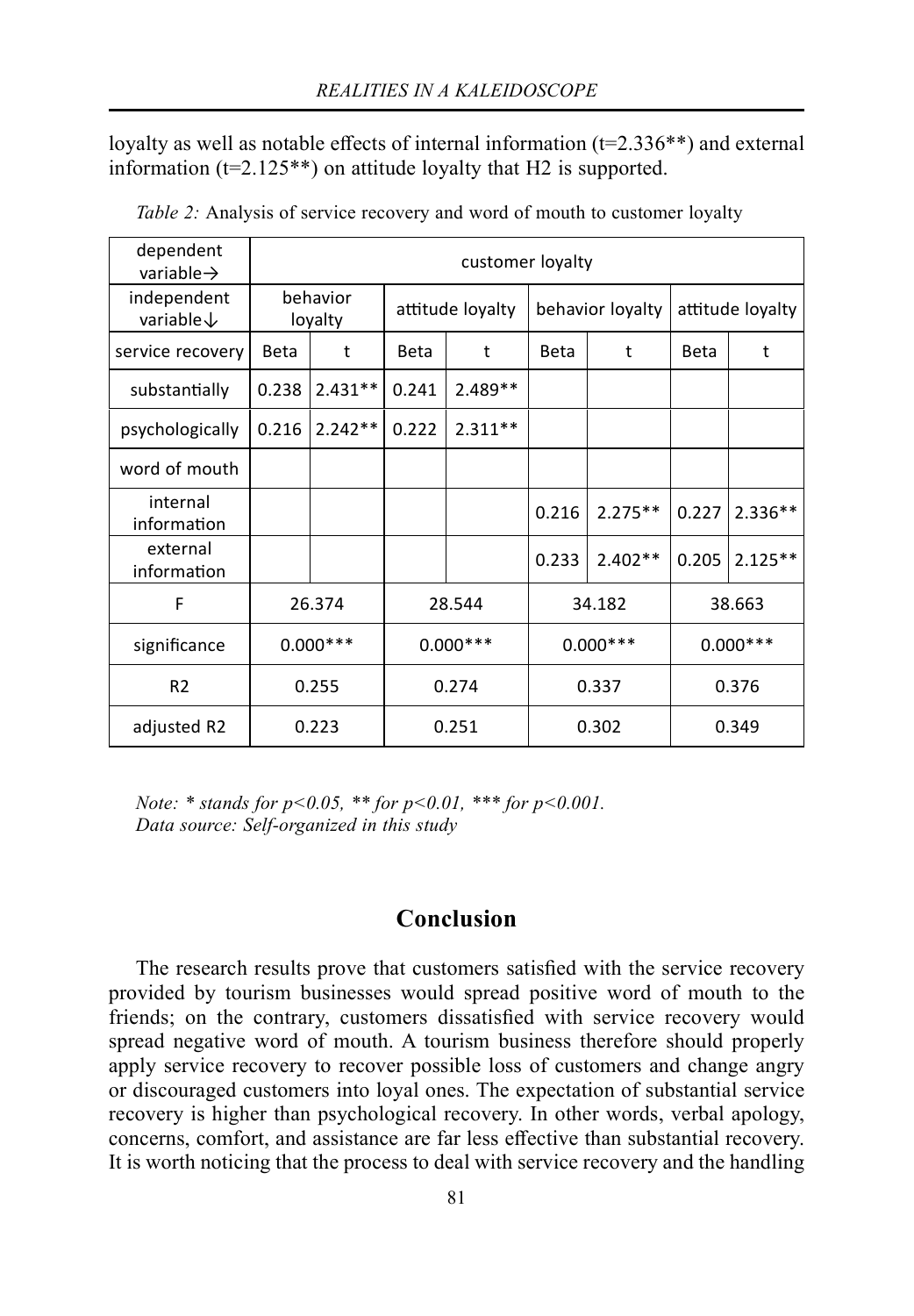loyalty as well as notable effects of internal information (t=2.336**) and external information (t=2.125**) on attitude loyalty that H2 is supported.

*Table 2:* Analysis of service recovery and word of mouth to customer loyalty

| dependent variable→ | customer loyalty | | | | | | | |
|---|---|---|---|---|---|---|---|---|
| independent variable↓ | behavior loyalty | | attitude loyalty | | behavior loyalty | | attitude loyalty | |
| service recovery | Beta | t | Beta | t | Beta | t | Beta | t |
| substantially | 0.238 | 2.431** | 0.241 | 2.489** | | | | |
| psychologically | 0.216 | 2.242** | 0.222 | 2.311** | | | | |
| word of mouth | | | | | | | | |
| internal information | | | | | 0.216 | 2.275** | 0.227 | 2.336** |
| external information | | | | | 0.233 | 2.402** | 0.205 | 2.125** |
| F | 26.374 | | 28.544 | | 34.182 | | 38.663 | |
| significance | 0.000*** | | 0.000*** | | 0.000*** | | 0.000*** | |
| R2 | 0.255 | | 0.274 | | 0.337 | | 0.376 | |
| adjusted R2 | 0.223 | | 0.251 | | 0.302 | | 0.349 | |

*Note: * stands for $p<0.05$, ** for $p<0.01$, *** for $p<0.001$.*
*Data source: Self-organized in this study*

## Conclusion

The research results prove that customers satisfied with the service recovery provided by tourism businesses would spread positive word of mouth to the friends; on the contrary, customers dissatisfied with service recovery would spread negative word of mouth. A tourism business therefore should properly apply service recovery to recover possible loss of customers and change angry or discouraged customers into loyal ones. The expectation of substantial service recovery is higher than psychological recovery. In other words, verbal apology, concerns, comfort, and assistance are far less effective than substantial recovery. It is worth noticing that the process to deal with service recovery and the handling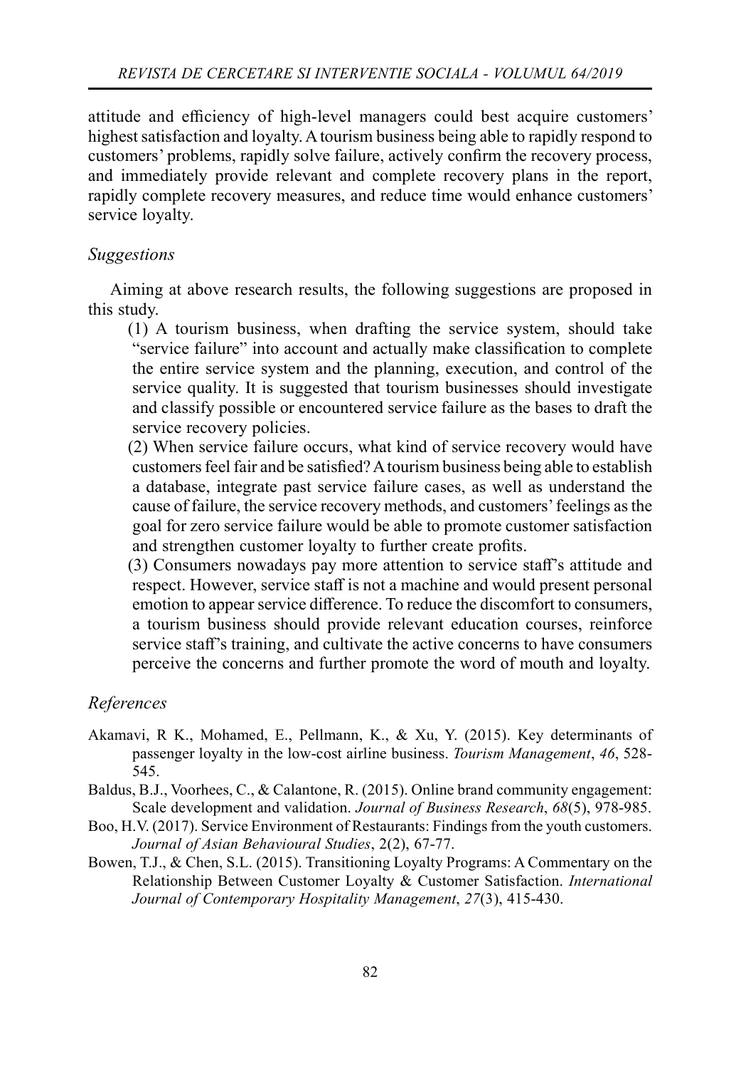attitude and efficiency of high-level managers could best acquire customers' highest satisfaction and loyalty. A tourism business being able to rapidly respond to customers' problems, rapidly solve failure, actively confirm the recovery process, and immediately provide relevant and complete recovery plans in the report, rapidly complete recovery measures, and reduce time would enhance customers' service loyalty.

### *Suggestions*

Aiming at above research results, the following suggestions are proposed in this study.

(1) A tourism business, when drafting the service system, should take "service failure" into account and actually make classification to complete the entire service system and the planning, execution, and control of the service quality. It is suggested that tourism businesses should investigate and classify possible or encountered service failure as the bases to draft the service recovery policies.

(2) When service failure occurs, what kind of service recovery would have customers feel fair and be satisfied? A tourism business being able to establish a database, integrate past service failure cases, as well as understand the cause of failure, the service recovery methods, and customers' feelings as the goal for zero service failure would be able to promote customer satisfaction and strengthen customer loyalty to further create profits.

(3) Consumers nowadays pay more attention to service staff's attitude and respect. However, service staff is not a machine and would present personal emotion to appear service difference. To reduce the discomfort to consumers, a tourism business should provide relevant education courses, reinforce service staff's training, and cultivate the active concerns to have consumers perceive the concerns and further promote the word of mouth and loyalty.

### *References*

Akamavi, R K., Mohamed, E., Pellmann, K., & Xu, Y. (2015). Key determinants of passenger loyalty in the low-cost airline business. *Tourism Management*, *46*, 528-545.

Baldus, B.J., Voorhees, C., & Calantone, R. (2015). Online brand community engagement: Scale development and validation. *Journal of Business Research*, *68*(5), 978-985.

Boo, H.V. (2017). Service Environment of Restaurants: Findings from the youth customers. *Journal of Asian Behavioural Studies*, 2(2), 67-77.

Bowen, T.J., & Chen, S.L. (2015). Transitioning Loyalty Programs: A Commentary on the Relationship Between Customer Loyalty & Customer Satisfaction. *International Journal of Contemporary Hospitality Management*, *27*(3), 415-430.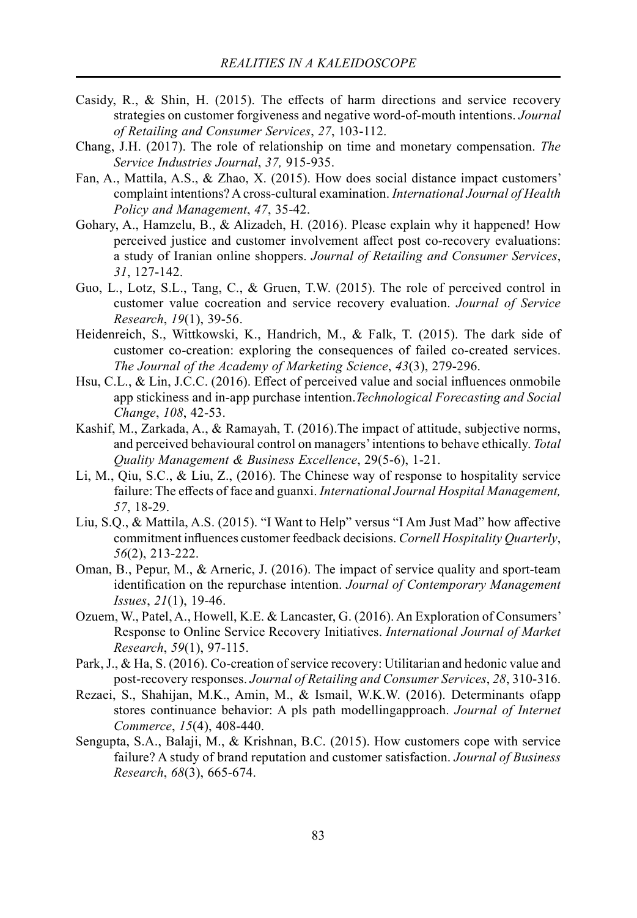Casidy, R., & Shin, H. (2015). The effects of harm directions and service recovery strategies on customer forgiveness and negative word-of-mouth intentions. *Journal of Retailing and Consumer Services*, *27*, 103-112.

Chang, J.H. (2017). The role of relationship on time and monetary compensation. *The Service Industries Journal*, *37,* 915-935.

Fan, A., Mattila, A.S., & Zhao, X. (2015). How does social distance impact customers' complaint intentions? A cross-cultural examination. *International Journal of Health Policy and Management*, *47*, 35-42.

Gohary, A., Hamzelu, B., & Alizadeh, H. (2016). Please explain why it happened! How perceived justice and customer involvement affect post co-recovery evaluations: a study of Iranian online shoppers. *Journal of Retailing and Consumer Services*, *31*, 127-142.

Guo, L., Lotz, S.L., Tang, C., & Gruen, T.W. (2015). The role of perceived control in customer value cocreation and service recovery evaluation. *Journal of Service Research*, *19*(1), 39-56.

Heidenreich, S., Wittkowski, K., Handrich, M., & Falk, T. (2015). The dark side of customer co-creation: exploring the consequences of failed co-created services. *The Journal of the Academy of Marketing Science*, *43*(3), 279-296.

Hsu, C.L., & Lin, J.C.C. (2016). Effect of perceived value and social influences onmobile app stickiness and in-app purchase intention.*Technological Forecasting and Social Change*, *108*, 42-53.

Kashif, M., Zarkada, A., & Ramayah, T. (2016).The impact of attitude, subjective norms, and perceived behavioural control on managers' intentions to behave ethically. *Total Quality Management & Business Excellence*, 29(5-6), 1-21.

Li, M., Qiu, S.C., & Liu, Z., (2016). The Chinese way of response to hospitality service failure: The effects of face and guanxi. *International Journal Hospital Management, 57*, 18-29.

Liu, S.Q., & Mattila, A.S. (2015). "I Want to Help" versus "I Am Just Mad" how affective commitment influences customer feedback decisions. *Cornell Hospitality Quarterly*, *56*(2), 213-222.

Oman, B., Pepur, M., & Arneric, J. (2016). The impact of service quality and sport-team identification on the repurchase intention. *Journal of Contemporary Management Issues*, *21*(1), 19-46.

Ozuem, W., Patel, A., Howell, K.E. & Lancaster, G. (2016). An Exploration of Consumers' Response to Online Service Recovery Initiatives. *International Journal of Market Research*, *59*(1), 97-115.

Park, J., & Ha, S. (2016). Co-creation of service recovery: Utilitarian and hedonic value and post-recovery responses. *Journal of Retailing and Consumer Services*, *28*, 310-316.

Rezaei, S., Shahijan, M.K., Amin, M., & Ismail, W.K.W. (2016). Determinants ofapp stores continuance behavior: A pls path modellingapproach. *Journal of Internet Commerce*, *15*(4), 408-440.

Sengupta, S.A., Balaji, M., & Krishnan, B.C. (2015). How customers cope with service failure? A study of brand reputation and customer satisfaction. *Journal of Business Research*, *68*(3), 665-674.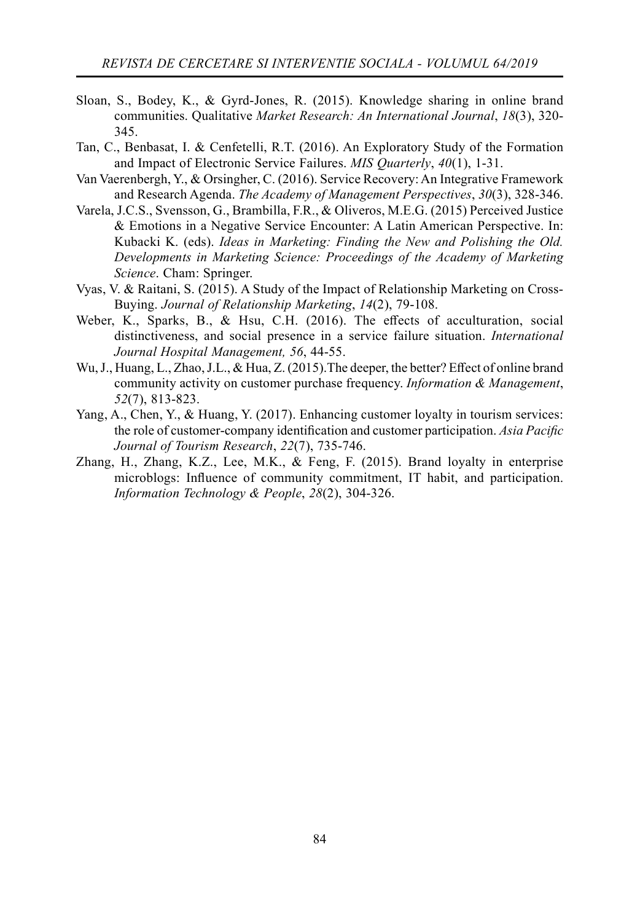Sloan, S., Bodey, K., & Gyrd-Jones, R. (2015). Knowledge sharing in online brand communities. Qualitative *Market Research: An International Journal*, *18*(3), 320-345.

Tan, C., Benbasat, I. & Cenfetelli, R.T. (2016). An Exploratory Study of the Formation and Impact of Electronic Service Failures. *MIS Quarterly*, *40*(1), 1-31.

Van Vaerenbergh, Y., & Orsingher, C. (2016). Service Recovery: An Integrative Framework and Research Agenda. *The Academy of Management Perspectives*, *30*(3), 328-346.

Varela, J.C.S., Svensson, G., Brambilla, F.R., & Oliveros, M.E.G. (2015) Perceived Justice & Emotions in a Negative Service Encounter: A Latin American Perspective. In: Kubacki K. (eds). *Ideas in Marketing: Finding the New and Polishing the Old. Developments in Marketing Science: Proceedings of the Academy of Marketing Science*. Cham: Springer.

Vyas, V. & Raitani, S. (2015). A Study of the Impact of Relationship Marketing on Cross-Buying. *Journal of Relationship Marketing*, *14*(2), 79-108.

Weber, K., Sparks, B., & Hsu, C.H. (2016). The effects of acculturation, social distinctiveness, and social presence in a service failure situation. *International Journal Hospital Management, 56*, 44-55.

Wu, J., Huang, L., Zhao, J.L., & Hua, Z. (2015).The deeper, the better? Effect of online brand community activity on customer purchase frequency. *Information & Management*, *52*(7), 813-823.

Yang, A., Chen, Y., & Huang, Y. (2017). Enhancing customer loyalty in tourism services: the role of customer-company identification and customer participation. *Asia Pacific Journal of Tourism Research*, *22*(7), 735-746.

Zhang, H., Zhang, K.Z., Lee, M.K., & Feng, F. (2015). Brand loyalty in enterprise microblogs: Influence of community commitment, IT habit, and participation. *Information Technology & People*, *28*(2), 304-326.